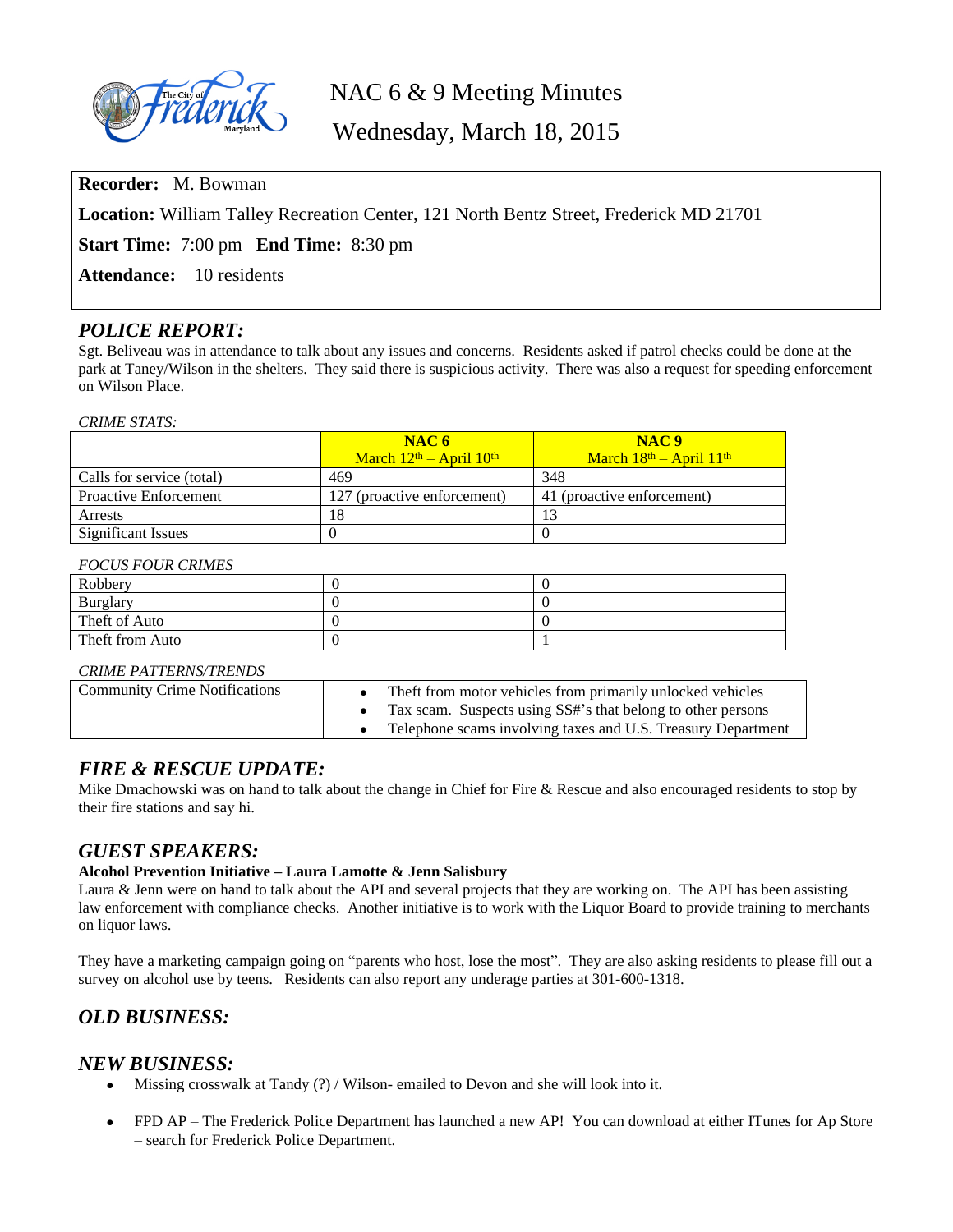# NAC 6 & 9 Meeting Minutes

## Wednesday, March 18, 2015

**Recorder:** M. Bowman

**Location:** William Talley Recreation Center, 121 North Bentz Street, Frederick MD 21701

**Start Time:** 7:00 pm **End Time:** 8:30 pm

**Attendance:** 10 residents

## *POLICE REPORT:*

Sgt. Beliveau was in attendance to talk about any issues and concerns. Residents asked if patrol checks could be done at the park at Taney/Wilson in the shelters. They said there is suspicious activity. There was also a request for speeding enforcement on Wilson Place.

*CRIME STATS:*

| | **NAC 6** March 12th – April 10th | **NAC 9** March 18th – April 11th |
|---|---|---|
| Calls for service (total) | 469 | 348 |
| Proactive Enforcement | 127 (proactive enforcement) | 41 (proactive enforcement) |
| Arrests | 18 | 13 |
| Significant Issues | 0 | 0 |

*FOCUS FOUR CRIMES*

| | | |
|---|---|---|
| Robbery | 0 | 0 |
| Burglary | 0 | 0 |
| Theft of Auto | 0 | 0 |
| Theft from Auto | 0 | 1 |

*CRIME PATTERNS/TRENDS*

| | |
|---|---|
| Community Crime Notifications | • Theft from motor vehicles from primarily unlocked vehicles<br>• Tax scam. Suspects using SS#'s that belong to other persons<br>• Telephone scams involving taxes and U.S. Treasury Department |

## *FIRE & RESCUE UPDATE:*

Mike Dmachowski was on hand to talk about the change in Chief for Fire & Rescue and also encouraged residents to stop by their fire stations and say hi.

## *GUEST SPEAKERS:*

**Alcohol Prevention Initiative – Laura Lamotte & Jenn Salisbury**

Laura & Jenn were on hand to talk about the API and several projects that they are working on. The API has been assisting law enforcement with compliance checks. Another initiative is to work with the Liquor Board to provide training to merchants on liquor laws.

They have a marketing campaign going on "parents who host, lose the most". They are also asking residents to please fill out a survey on alcohol use by teens. Residents can also report any underage parties at 301-600-1318.

## *OLD BUSINESS:*

## *NEW BUSINESS:*

- Missing crosswalk at Tandy (?) / Wilson- emailed to Devon and she will look into it.
- FPD AP – The Frederick Police Department has launched a new AP! You can download at either ITunes for Ap Store – search for Frederick Police Department.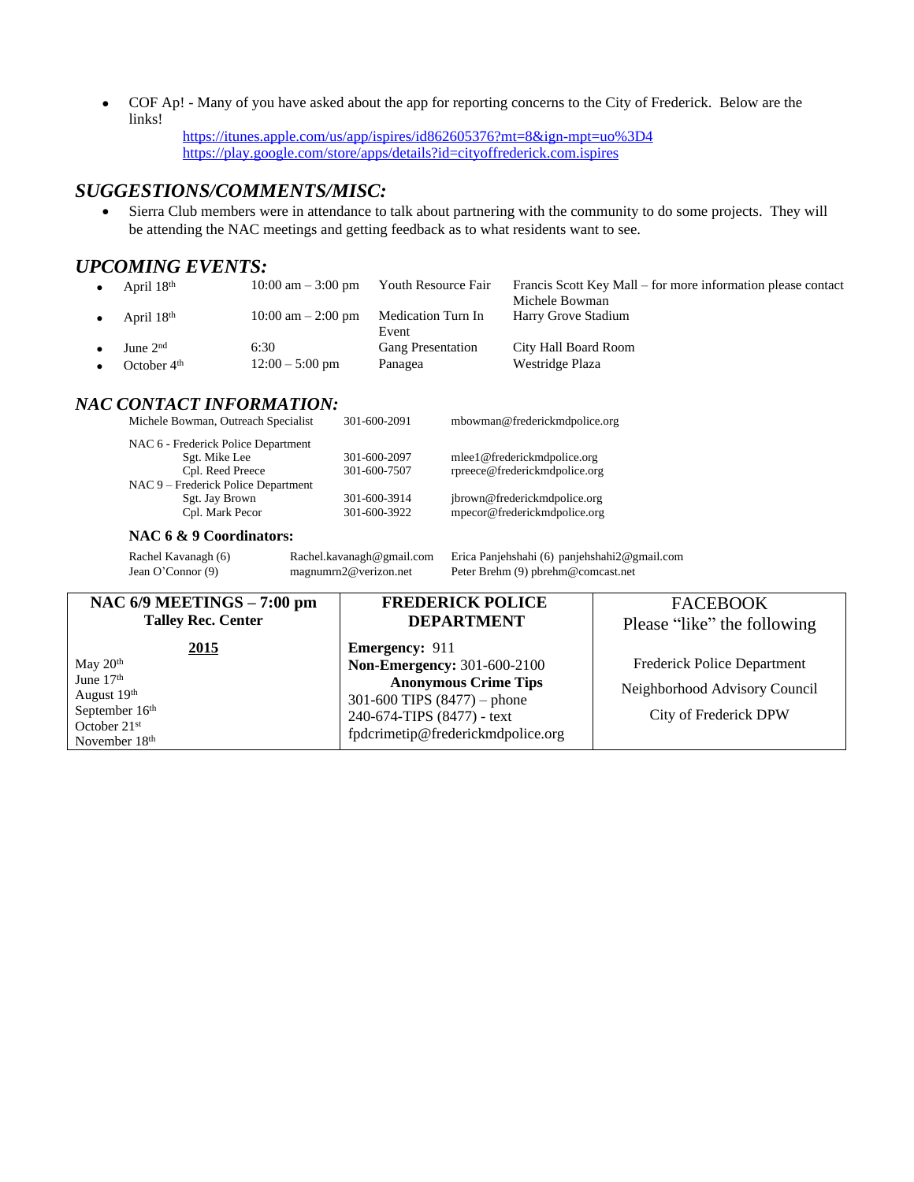- COF Ap! - Many of you have asked about the app for reporting concerns to the City of Frederick. Below are the links!
  - https://itunes.apple.com/us/app/ispires/id862605376?mt=8&ign-mpt=uo%3D4
  - https://play.google.com/store/apps/details?id=cityoffrederick.com.ispires

## *SUGGESTIONS/COMMENTS/MISC:*

- Sierra Club members were in attendance to talk about partnering with the community to do some projects. They will be attending the NAC meetings and getting feedback as to what residents want to see.

## *UPCOMING EVENTS:*

| | | | |
|---|---|---|---|
| April 18th | 10:00 am – 3:00 pm | Youth Resource Fair | Francis Scott Key Mall – for more information please contact Michele Bowman |
| April 18th | 10:00 am – 2:00 pm | Medication Turn In Event | Harry Grove Stadium |
| June 2nd | 6:30 | Gang Presentation | City Hall Board Room |
| October 4th | 12:00 – 5:00 pm | Panagea | Westridge Plaza |

## *NAC CONTACT INFORMATION:*

| | | |
|---|---|---|
| Michele Bowman, Outreach Specialist | 301-600-2091 | mbowman@frederickmdpolice.org |
| NAC 6 - Frederick Police Department | | |
| Sgt. Mike Lee | 301-600-2097 | mlee1@frederickmdpolice.org |
| Cpl. Reed Preece | 301-600-7507 | rpreece@frederickmdpolice.org |
| NAC 9 – Frederick Police Department | | |
| Sgt. Jay Brown | 301-600-3914 | jbrown@frederickmdpolice.org |
| Cpl. Mark Pecor | 301-600-3922 | mpecor@frederickmdpolice.org |

### NAC 6 & 9 Coordinators:

| | | |
|---|---|---|
| Rachel Kavanagh (6) | Rachel.kavanagh@gmail.com | Erica Panjehshahi (6) panjehshahi2@gmail.com |
| Jean O'Connor (9) | magnumrn2@verizon.net | Peter Brehm (9) pbrehm@comcast.net |

| NAC 6/9 MEETINGS – 7:00 pm<br>Talley Rec. Center | FREDERICK POLICE DEPARTMENT | FACEBOOK<br>Please "like" the following |
|---|---|---|
| **2015**<br>May 20th<br>June 17th<br>August 19th<br>September 16th<br>October 21st<br>November 18th | **Emergency:** 911<br>**Non-Emergency:** 301-600-2100<br>**Anonymous Crime Tips**<br>301-600 TIPS (8477) – phone<br>240-674-TIPS (8477) - text<br>fpdcrimetip@frederickmdpolice.org | Frederick Police Department<br>Neighborhood Advisory Council<br>City of Frederick DPW |